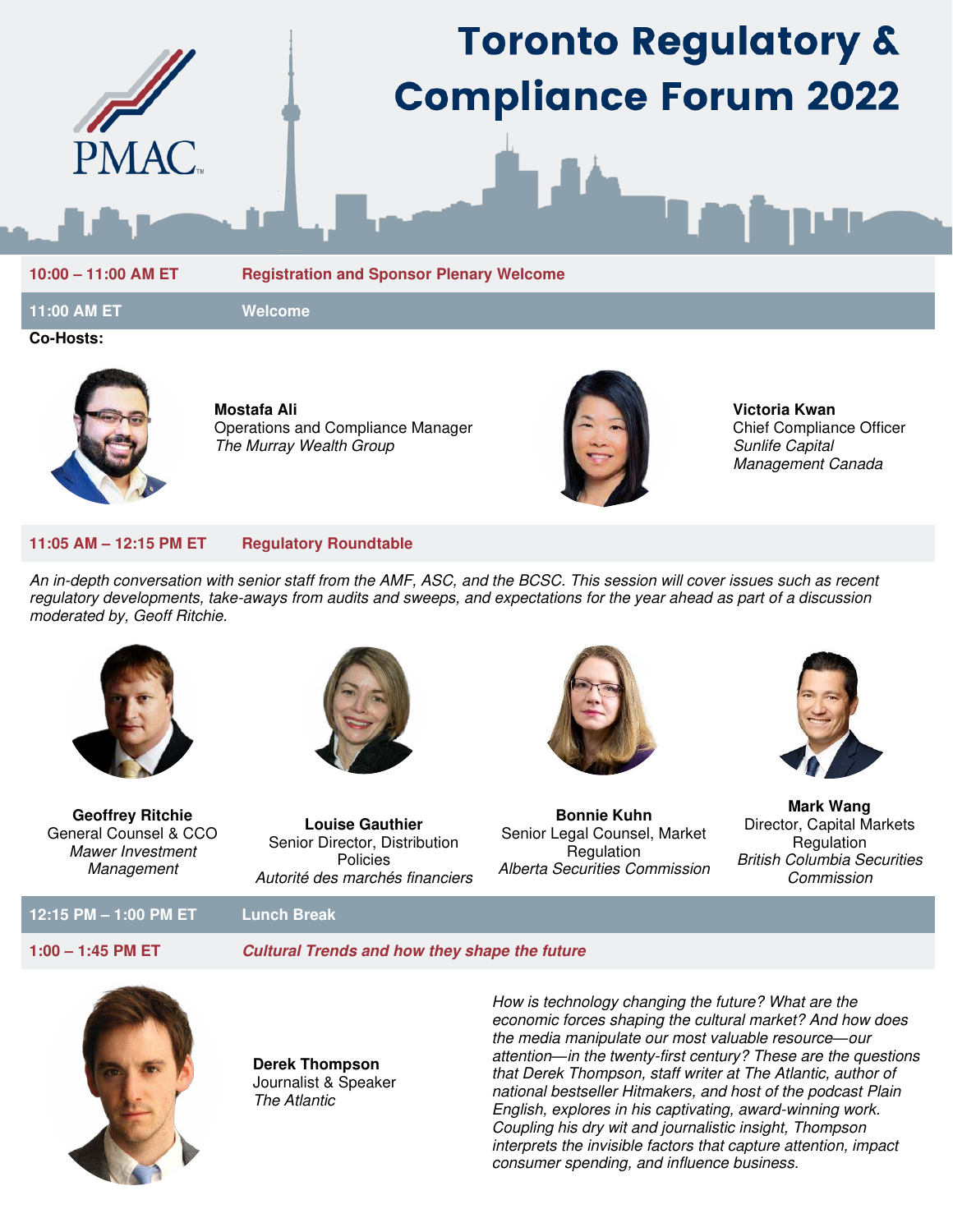PMAC

# Toronto Regulatory & Compliance Forum 2022

**10:00 – 11:00 AM ET** — **Registration and Sponsor Plenary Welcome**

**11:00 AM ET** — **Welcome**

**Co-Hosts:**

**Mostafa Ali**
Operations and Compliance Manager
*The Murray Wealth Group*

**Victoria Kwan**
Chief Compliance Officer
*Sunlife Capital Management Canada*

**11:05 AM – 12:15 PM ET** — **Regulatory Roundtable**

*An in-depth conversation with senior staff from the AMF, ASC, and the BCSC. This session will cover issues such as recent regulatory developments, take-aways from audits and sweeps, and expectations for the year ahead as part of a discussion moderated by, Geoff Ritchie.*

**Geoffrey Ritchie**
General Counsel & CCO
*Mawer Investment Management*

**Louise Gauthier**
Senior Director, Distribution Policies
*Autorité des marchés financiers*

**Bonnie Kuhn**
Senior Legal Counsel, Market Regulation
*Alberta Securities Commission*

**Mark Wang**
Director, Capital Markets Regulation
*British Columbia Securities Commission*

**12:15 PM – 1:00 PM ET** — **Lunch Break**

**1:00 – 1:45 PM ET** — ***Cultural Trends and how they shape the future***

**Derek Thompson**
Journalist & Speaker
*The Atlantic*

*How is technology changing the future? What are the economic forces shaping the cultural market? And how does the media manipulate our most valuable resource—our attention—in the twenty-first century? These are the questions that Derek Thompson, staff writer at The Atlantic, author of national bestseller Hitmakers, and host of the podcast Plain English, explores in his captivating, award-winning work. Coupling his dry wit and journalistic insight, Thompson interprets the invisible factors that capture attention, impact consumer spending, and influence business.*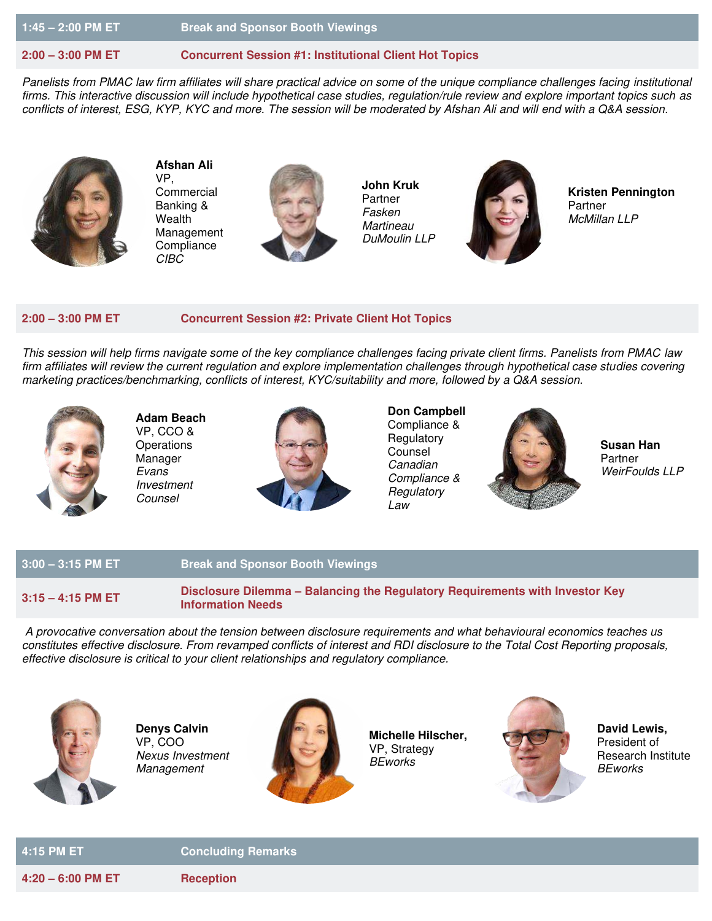**1:45 – 2:00 PM ET** — **Break and Sponsor Booth Viewings**

**2:00 – 3:00 PM ET** — **Concurrent Session #1: Institutional Client Hot Topics**

*Panelists from PMAC law firm affiliates will share practical advice on some of the unique compliance challenges facing institutional firms. This interactive discussion will include hypothetical case studies, regulation/rule review and explore important topics such as conflicts of interest, ESG, KYP, KYC and more. The session will be moderated by Afshan Ali and will end with a Q&A session.*

**Afshan Ali**
VP, Commercial Banking & Wealth Management Compliance
*CIBC*

**John Kruk**
Partner
*Fasken Martineau DuMoulin LLP*

**Kristen Pennington**
Partner
*McMillan LLP*

**2:00 – 3:00 PM ET** — **Concurrent Session #2: Private Client Hot Topics**

*This session will help firms navigate some of the key compliance challenges facing private client firms. Panelists from PMAC law firm affiliates will review the current regulation and explore implementation challenges through hypothetical case studies covering marketing practices/benchmarking, conflicts of interest, KYC/suitability and more, followed by a Q&A session.*

**Adam Beach**
VP, CCO & Operations Manager
*Evans Investment Counsel*

**Don Campbell**
Compliance & Regulatory Counsel
*Canadian Compliance & Regulatory Law*

**Susan Han**
Partner
*WeirFoulds LLP*

**3:00 – 3:15 PM ET** — **Break and Sponsor Booth Viewings**

**3:15 – 4:15 PM ET** — **Disclosure Dilemma – Balancing the Regulatory Requirements with Investor Key Information Needs**

*A provocative conversation about the tension between disclosure requirements and what behavioural economics teaches us constitutes effective disclosure. From revamped conflicts of interest and RDI disclosure to the Total Cost Reporting proposals, effective disclosure is critical to your client relationships and regulatory compliance.*

**Denys Calvin**
VP, COO
*Nexus Investment Management*

**Michelle Hilscher,**
VP, Strategy
*BEworks*

**David Lewis,**
President of Research Institute
*BEworks*

**4:15 PM ET** — **Concluding Remarks**

**4:20 – 6:00 PM ET** — **Reception**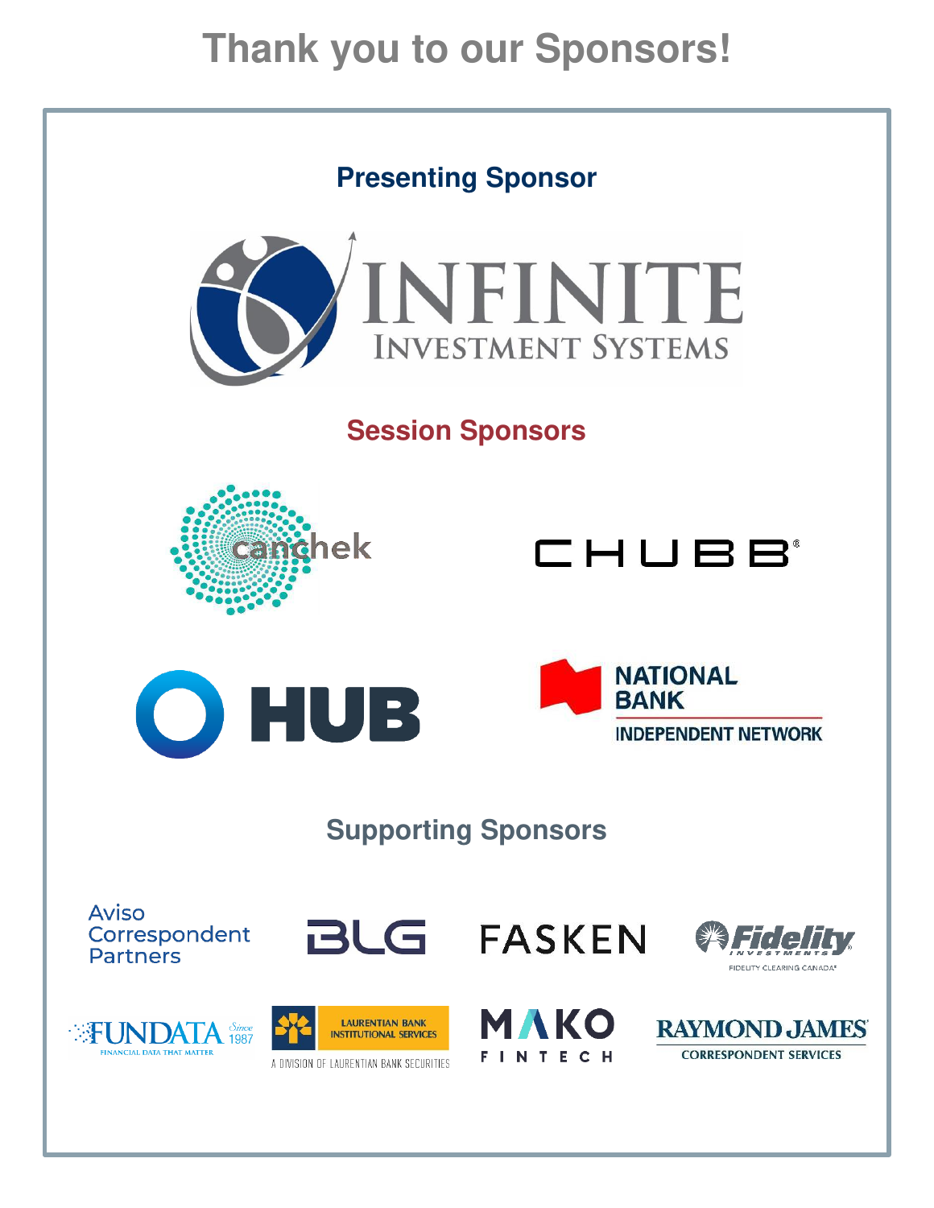# Thank you to our Sponsors!

## Presenting Sponsor

INFINITE
INVESTMENT SYSTEMS

## Session Sponsors

canchek

CHUBB®

HUB

NATIONAL BANK
INDEPENDENT NETWORK

## Supporting Sponsors

Aviso Correspondent Partners

BLG

FASKEN

Fidelity INVESTMENTS®
FIDELITY CLEARING CANADA®

FUNDATA Since 1987
FINANCIAL DATA THAT MATTER

LAURENTIAN BANK INSTITUTIONAL SERVICES
A DIVISION OF LAURENTIAN BANK SECURITIES

MAKO FINTECH

RAYMOND JAMES®
CORRESPONDENT SERVICES